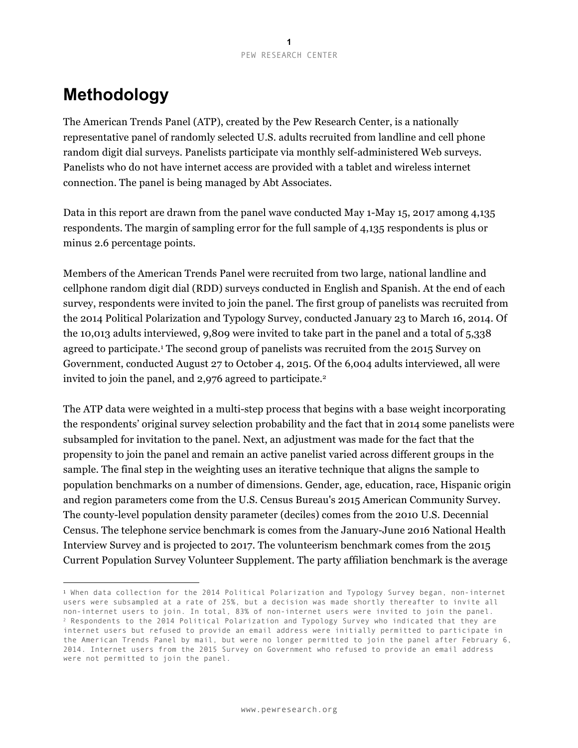# Methodology

The American Trends Panel (ATP), created by the Pew Research Center, is a nationally representative panel of randomly selected U.S. adults recruited from landline and cell phone random digit dial surveys. Panelists participate via monthly self-administered Web surveys. Panelists who do not have internet access are provided with a tablet and wireless internet connection. The panel is being managed by Abt Associates.

Data in this report are drawn from the panel wave conducted May 1-May 15, 2017 among 4,135 respondents. The margin of sampling error for the full sample of 4,135 respondents is plus or minus 2.6 percentage points.

Members of the American Trends Panel were recruited from two large, national landline and cellphone random digit dial (RDD) surveys conducted in English and Spanish. At the end of each survey, respondents were invited to join the panel. The first group of panelists was recruited from the 2014 Political Polarization and Typology Survey, conducted January 23 to March 16, 2014. Of the 10,013 adults interviewed, 9,809 were invited to take part in the panel and a total of 5,338 agreed to participate.[1] The second group of panelists was recruited from the 2015 Survey on Government, conducted August 27 to October 4, 2015. Of the 6,004 adults interviewed, all were invited to join the panel, and 2,976 agreed to participate.[2]

The ATP data were weighted in a multi-step process that begins with a base weight incorporating the respondents' original survey selection probability and the fact that in 2014 some panelists were subsampled for invitation to the panel. Next, an adjustment was made for the fact that the propensity to join the panel and remain an active panelist varied across different groups in the sample. The final step in the weighting uses an iterative technique that aligns the sample to population benchmarks on a number of dimensions. Gender, age, education, race, Hispanic origin and region parameters come from the U.S. Census Bureau's 2015 American Community Survey. The county-level population density parameter (deciles) comes from the 2010 U.S. Decennial Census. The telephone service benchmark is comes from the January-June 2016 National Health Interview Survey and is projected to 2017. The volunteerism benchmark comes from the 2015 Current Population Survey Volunteer Supplement. The party affiliation benchmark is the average

---

[1] When data collection for the 2014 Political Polarization and Typology Survey began, non-internet users were subsampled at a rate of 25%, but a decision was made shortly thereafter to invite all non-internet users to join. In total, 83% of non-internet users were invited to join the panel.

[2] Respondents to the 2014 Political Polarization and Typology Survey who indicated that they are internet users but refused to provide an email address were initially permitted to participate in the American Trends Panel by mail, but were no longer permitted to join the panel after February 6, 2014. Internet users from the 2015 Survey on Government who refused to provide an email address were not permitted to join the panel.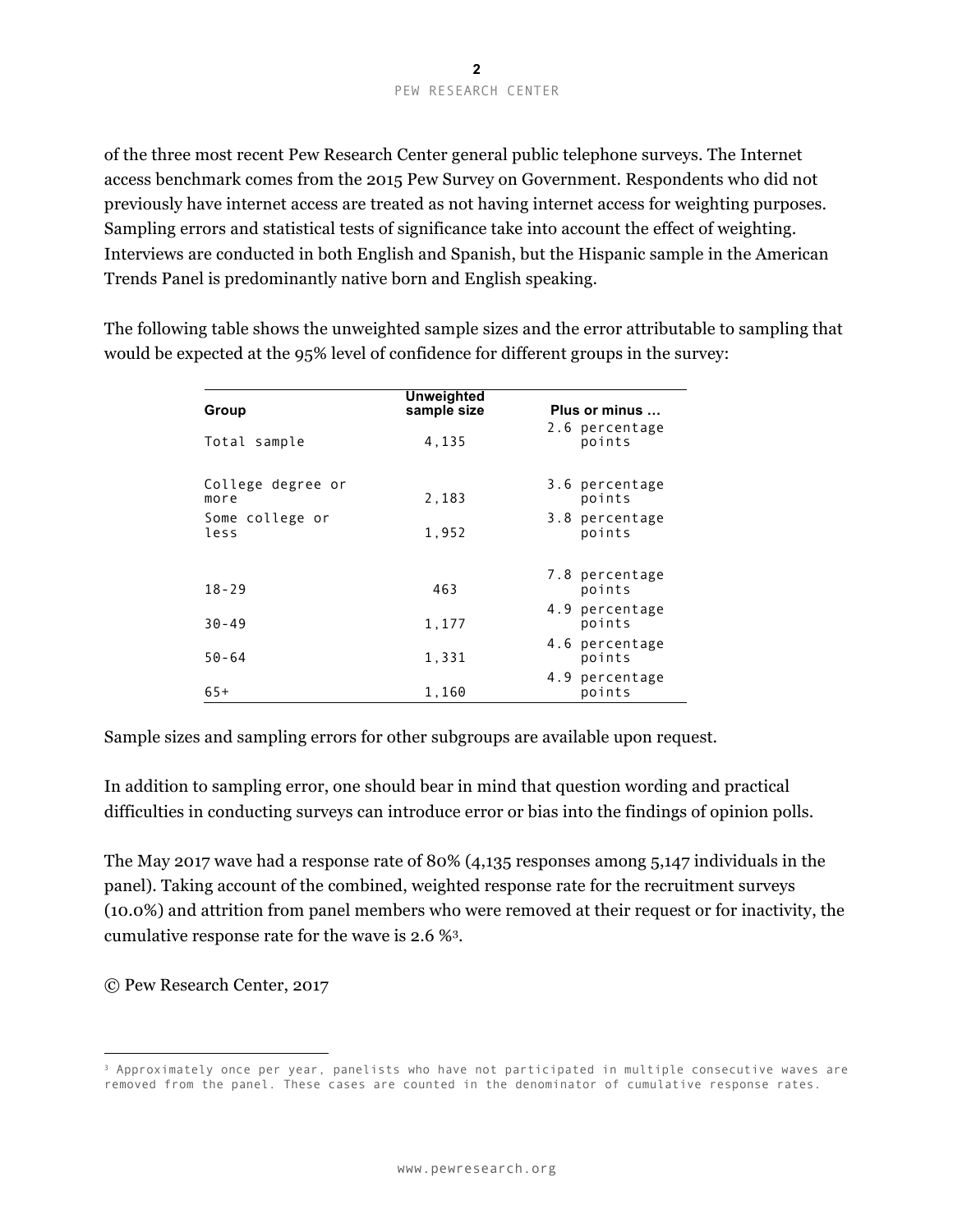of the three most recent Pew Research Center general public telephone surveys. The Internet access benchmark comes from the 2015 Pew Survey on Government. Respondents who did not previously have internet access are treated as not having internet access for weighting purposes. Sampling errors and statistical tests of significance take into account the effect of weighting. Interviews are conducted in both English and Spanish, but the Hispanic sample in the American Trends Panel is predominantly native born and English speaking.

The following table shows the unweighted sample sizes and the error attributable to sampling that would be expected at the 95% level of confidence for different groups in the survey:

| Group | Unweighted sample size | Plus or minus … |
|---|---|---|
| Total sample | 4,135 | 2.6 percentage points |
| College degree or more | 2,183 | 3.6 percentage points |
| Some college or less | 1,952 | 3.8 percentage points |
| 18-29 | 463 | 7.8 percentage points |
| 30-49 | 1,177 | 4.9 percentage points |
| 50-64 | 1,331 | 4.6 percentage points |
| 65+ | 1,160 | 4.9 percentage points |

Sample sizes and sampling errors for other subgroups are available upon request.

In addition to sampling error, one should bear in mind that question wording and practical difficulties in conducting surveys can introduce error or bias into the findings of opinion polls.

The May 2017 wave had a response rate of 80% (4,135 responses among 5,147 individuals in the panel). Taking account of the combined, weighted response rate for the recruitment surveys (10.0%) and attrition from panel members who were removed at their request or for inactivity, the cumulative response rate for the wave is 2.6 %[3].

© Pew Research Center, 2017

[3] Approximately once per year, panelists who have not participated in multiple consecutive waves are removed from the panel. These cases are counted in the denominator of cumulative response rates.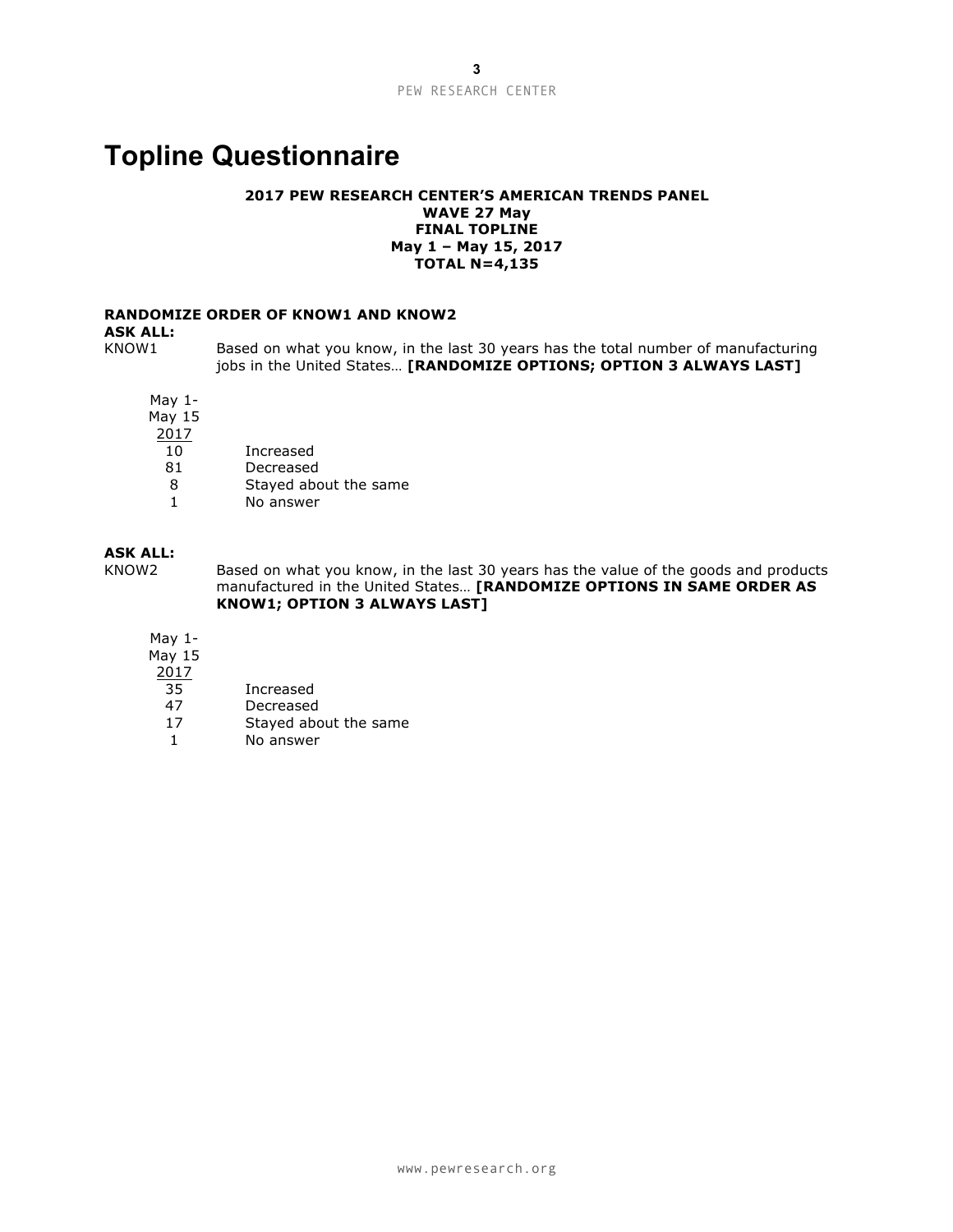# Topline Questionnaire

**2017 PEW RESEARCH CENTER'S AMERICAN TRENDS PANEL**
**WAVE 27 May**
**FINAL TOPLINE**
**May 1 – May 15, 2017**
**TOTAL N=4,135**

**RANDOMIZE ORDER OF KNOW1 AND KNOW2**
**ASK ALL:**
KNOW1 Based on what you know, in the last 30 years has the total number of manufacturing jobs in the United States… **[RANDOMIZE OPTIONS; OPTION 3 ALWAYS LAST]**

| May 1-May 15 2017 | |
|---|---|
| 10 | Increased |
| 81 | Decreased |
| 8 | Stayed about the same |
| 1 | No answer |

**ASK ALL:**
KNOW2 Based on what you know, in the last 30 years has the value of the goods and products manufactured in the United States… **[RANDOMIZE OPTIONS IN SAME ORDER AS KNOW1; OPTION 3 ALWAYS LAST]**

| May 1-May 15 2017 | |
|---|---|
| 35 | Increased |
| 47 | Decreased |
| 17 | Stayed about the same |
| 1 | No answer |